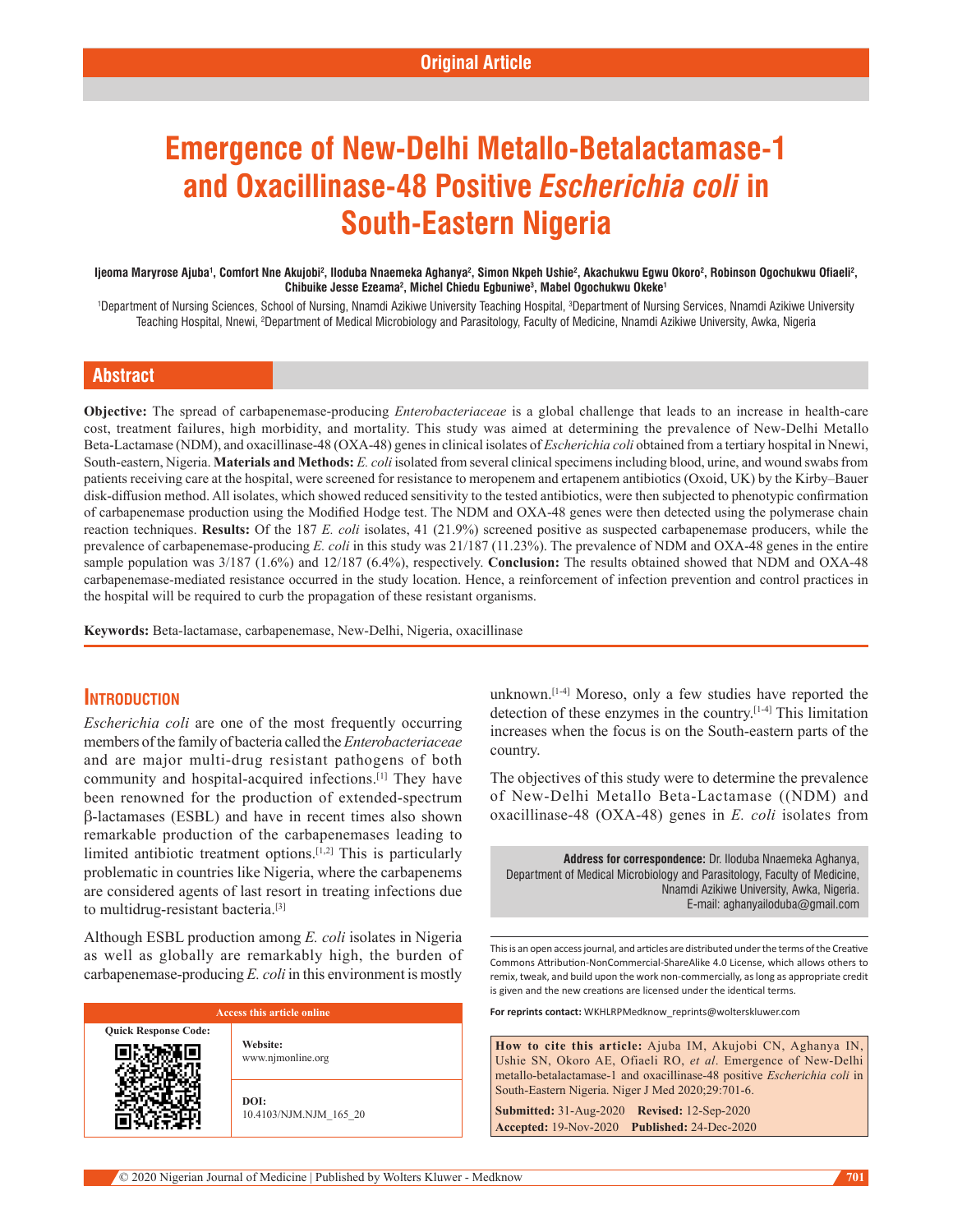Original Article

# Emergence of New-Delhi Metallo-Betalactamase-1 and Oxacillinase-48 Positive *Escherichia coli* in South-Eastern Nigeria

**Ijeoma Maryrose Ajuba[1], Comfort Nne Akujobi[2], Iloduba Nnaemeka Aghanya[2], Simon Nkpeh Ushie[2], Akachukwu Egwu Okoro[2], Robinson Ogochukwu Ofiaeli[2], Chibuike Jesse Ezeama[2], Michel Chiedu Egbuniwe[3], Mabel Ogochukwu Okeke[1]**

[1]Department of Nursing Sciences, School of Nursing, Nnamdi Azikiwe University Teaching Hospital, [3]Department of Nursing Services, Nnamdi Azikiwe University Teaching Hospital, Nnewi, [2]Department of Medical Microbiology and Parasitology, Faculty of Medicine, Nnamdi Azikiwe University, Awka, Nigeria

## Abstract

**Objective:** The spread of carbapenemase-producing *Enterobacteriaceae* is a global challenge that leads to an increase in health-care cost, treatment failures, high morbidity, and mortality. This study was aimed at determining the prevalence of New-Delhi Metallo Beta-Lactamase (NDM), and oxacillinase-48 (OXA-48) genes in clinical isolates of *Escherichia coli* obtained from a tertiary hospital in Nnewi, South-eastern, Nigeria. **Materials and Methods:** *E. coli* isolated from several clinical specimens including blood, urine, and wound swabs from patients receiving care at the hospital, were screened for resistance to meropenem and ertapenem antibiotics (Oxoid, UK) by the Kirby–Bauer disk-diffusion method. All isolates, which showed reduced sensitivity to the tested antibiotics, were then subjected to phenotypic confirmation of carbapenemase production using the Modified Hodge test. The NDM and OXA-48 genes were then detected using the polymerase chain reaction techniques. **Results:** Of the 187 *E. coli* isolates, 41 (21.9%) screened positive as suspected carbapenemase producers, while the prevalence of carbapenemase-producing *E. coli* in this study was 21/187 (11.23%). The prevalence of NDM and OXA-48 genes in the entire sample population was 3/187 (1.6%) and 12/187 (6.4%), respectively. **Conclusion:** The results obtained showed that NDM and OXA-48 carbapenemase-mediated resistance occurred in the study location. Hence, a reinforcement of infection prevention and control practices in the hospital will be required to curb the propagation of these resistant organisms.

**Keywords:** Beta-lactamase, carbapenemase, New-Delhi, Nigeria, oxacillinase

## Introduction

*Escherichia coli* are one of the most frequently occurring members of the family of bacteria called the *Enterobacteriaceae* and are major multi-drug resistant pathogens of both community and hospital-acquired infections.[1] They have been renowned for the production of extended-spectrum β-lactamases (ESBL) and have in recent times also shown remarkable production of the carbapenemases leading to limited antibiotic treatment options.[1,2] This is particularly problematic in countries like Nigeria, where the carbapenems are considered agents of last resort in treating infections due to multidrug-resistant bacteria.[3]

Although ESBL production among *E. coli* isolates in Nigeria as well as globally are remarkably high, the burden of carbapenemase-producing *E. coli* in this environment is mostly unknown.[1-4] Moreso, only a few studies have reported the detection of these enzymes in the country.[1-4] This limitation increases when the focus is on the South-eastern parts of the country.

The objectives of this study were to determine the prevalence of New-Delhi Metallo Beta-Lactamase ((NDM) and oxacillinase-48 (OXA-48) genes in *E. coli* isolates from

**Address for correspondence:** Dr. Iloduba Nnaemeka Aghanya, Department of Medical Microbiology and Parasitology, Faculty of Medicine, Nnamdi Azikiwe University, Awka, Nigeria. E-mail: aghanyailoduba@gmail.com

| Access this article online | |
|---|---|
| Quick Response Code: | **Website:** www.njmonline.org |
| | **DOI:** 10.4103/NJM.NJM_165_20 |

This is an open access journal, and articles are distributed under the terms of the Creative Commons Attribution-NonCommercial-ShareAlike 4.0 License, which allows others to remix, tweak, and build upon the work non-commercially, as long as appropriate credit is given and the new creations are licensed under the identical terms.

For reprints contact: WKHLRPMedknow_reprints@wolterskluwer.com

**How to cite this article:** Ajuba IM, Akujobi CN, Aghanya IN, Ushie SN, Okoro AE, Ofiaeli RO, *et al*. Emergence of New-Delhi metallo-betalactamase-1 and oxacillinase-48 positive *Escherichia coli* in South-Eastern Nigeria. Niger J Med 2020;29:701-6.

**Submitted:** 31-Aug-2020 **Revised:** 12-Sep-2020 **Accepted:** 19-Nov-2020 **Published:** 24-Dec-2020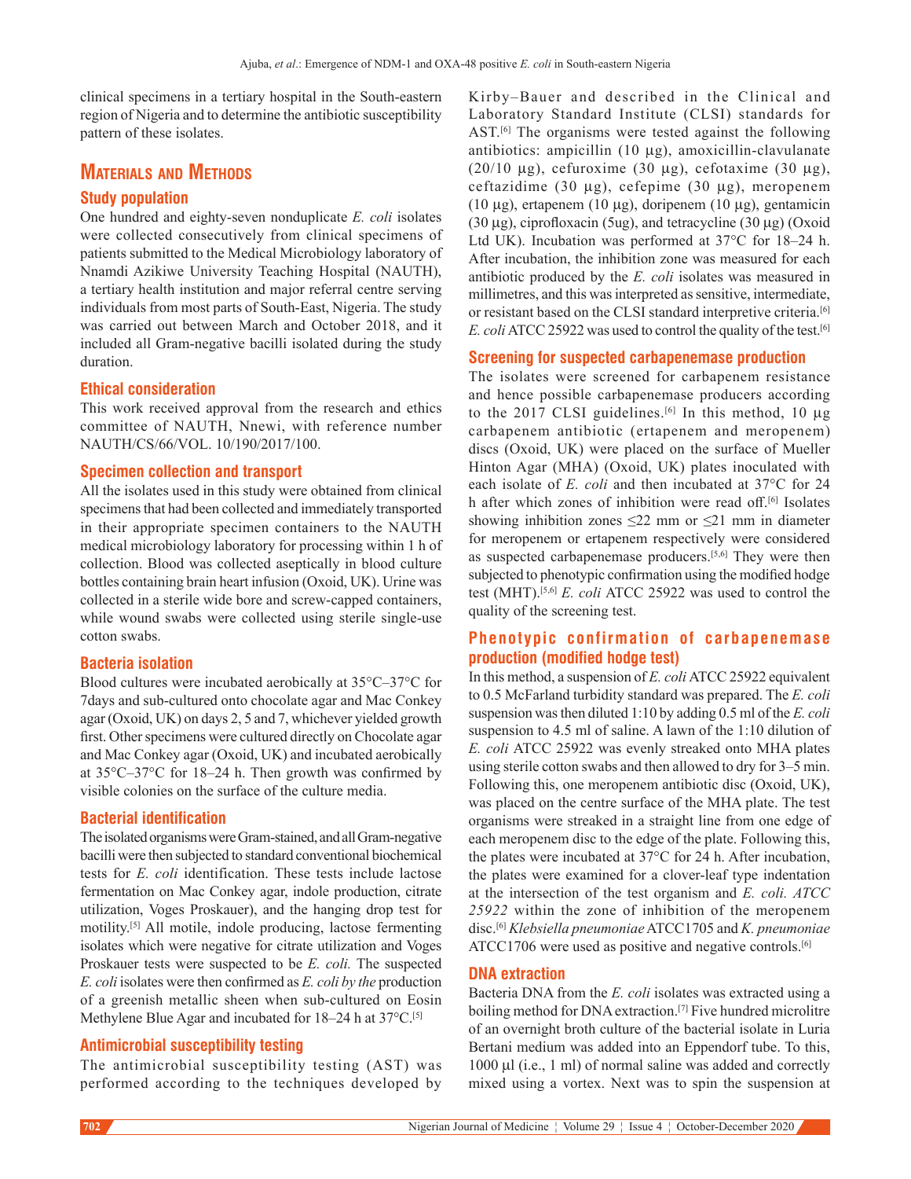clinical specimens in a tertiary hospital in the South-eastern region of Nigeria and to determine the antibiotic susceptibility pattern of these isolates.

## Materials and Methods

### Study population

One hundred and eighty-seven nonduplicate *E. coli* isolates were collected consecutively from clinical specimens of patients submitted to the Medical Microbiology laboratory of Nnamdi Azikiwe University Teaching Hospital (NAUTH), a tertiary health institution and major referral centre serving individuals from most parts of South-East, Nigeria. The study was carried out between March and October 2018, and it included all Gram-negative bacilli isolated during the study duration.

### Ethical consideration

This work received approval from the research and ethics committee of NAUTH, Nnewi, with reference number NAUTH/CS/66/VOL. 10/190/2017/100.

### Specimen collection and transport

All the isolates used in this study were obtained from clinical specimens that had been collected and immediately transported in their appropriate specimen containers to the NAUTH medical microbiology laboratory for processing within 1 h of collection. Blood was collected aseptically in blood culture bottles containing brain heart infusion (Oxoid, UK). Urine was collected in a sterile wide bore and screw-capped containers, while wound swabs were collected using sterile single-use cotton swabs.

### Bacteria isolation

Blood cultures were incubated aerobically at 35°C–37°C for 7days and sub-cultured onto chocolate agar and Mac Conkey agar (Oxoid, UK) on days 2, 5 and 7, whichever yielded growth first. Other specimens were cultured directly on Chocolate agar and Mac Conkey agar (Oxoid, UK) and incubated aerobically at 35°C–37°C for 18–24 h. Then growth was confirmed by visible colonies on the surface of the culture media.

### Bacterial identification

The isolated organisms were Gram-stained, and all Gram-negative bacilli were then subjected to standard conventional biochemical tests for *E. coli* identification. These tests include lactose fermentation on Mac Conkey agar, indole production, citrate utilization, Voges Proskauer), and the hanging drop test for motility.[5] All motile, indole producing, lactose fermenting isolates which were negative for citrate utilization and Voges Proskauer tests were suspected to be *E. coli.* The suspected *E. coli* isolates were then confirmed as *E. coli by the* production of a greenish metallic sheen when sub-cultured on Eosin Methylene Blue Agar and incubated for 18–24 h at 37°C.[5]

### Antimicrobial susceptibility testing

The antimicrobial susceptibility testing (AST) was performed according to the techniques developed by Kirby–Bauer and described in the Clinical and Laboratory Standard Institute (CLSI) standards for AST.[6] The organisms were tested against the following antibiotics: ampicillin (10 µg), amoxicillin-clavulanate (20/10 µg), cefuroxime (30 µg), cefotaxime (30 µg), ceftazidime (30 µg), cefepime (30 µg), meropenem (10 µg), ertapenem (10 µg), doripenem (10 µg), gentamicin (30 µg), ciprofloxacin (5ug), and tetracycline (30 µg) (Oxoid Ltd UK). Incubation was performed at 37°C for 18–24 h. After incubation, the inhibition zone was measured for each antibiotic produced by the *E. coli* isolates was measured in millimetres, and this was interpreted as sensitive, intermediate, or resistant based on the CLSI standard interpretive criteria.[6] *E. coli* ATCC 25922 was used to control the quality of the test.[6]

### Screening for suspected carbapenemase production

The isolates were screened for carbapenem resistance and hence possible carbapenemase producers according to the 2017 CLSI guidelines.[6] In this method, 10 µg carbapenem antibiotic (ertapenem and meropenem) discs (Oxoid, UK) were placed on the surface of Mueller Hinton Agar (MHA) (Oxoid, UK) plates inoculated with each isolate of *E. coli* and then incubated at 37°C for 24 h after which zones of inhibition were read off.[6] Isolates showing inhibition zones ≤22 mm or ≤21 mm in diameter for meropenem or ertapenem respectively were considered as suspected carbapenemase producers.[5,6] They were then subjected to phenotypic confirmation using the modified hodge test (MHT).[5,6] *E. coli* ATCC 25922 was used to control the quality of the screening test.

### Phenotypic confirmation of carbapenemase production (modified hodge test)

In this method, a suspension of *E. coli* ATCC 25922 equivalent to 0.5 McFarland turbidity standard was prepared. The *E. coli* suspension was then diluted 1:10 by adding 0.5 ml of the *E. coli* suspension to 4.5 ml of saline. A lawn of the 1:10 dilution of *E. coli* ATCC 25922 was evenly streaked onto MHA plates using sterile cotton swabs and then allowed to dry for 3–5 min. Following this, one meropenem antibiotic disc (Oxoid, UK), was placed on the centre surface of the MHA plate. The test organisms were streaked in a straight line from one edge of each meropenem disc to the edge of the plate. Following this, the plates were incubated at 37°C for 24 h. After incubation, the plates were examined for a clover-leaf type indentation at the intersection of the test organism and *E. coli. ATCC 25922* within the zone of inhibition of the meropenem disc.[6] *Klebsiella pneumoniae* ATCC1705 and *K. pneumoniae* ATCC1706 were used as positive and negative controls.[6]

### DNA extraction

Bacteria DNA from the *E. coli* isolates was extracted using a boiling method for DNA extraction.[7] Five hundred microlitre of an overnight broth culture of the bacterial isolate in Luria Bertani medium was added into an Eppendorf tube. To this, 1000 µl (i.e., 1 ml) of normal saline was added and correctly mixed using a vortex. Next was to spin the suspension at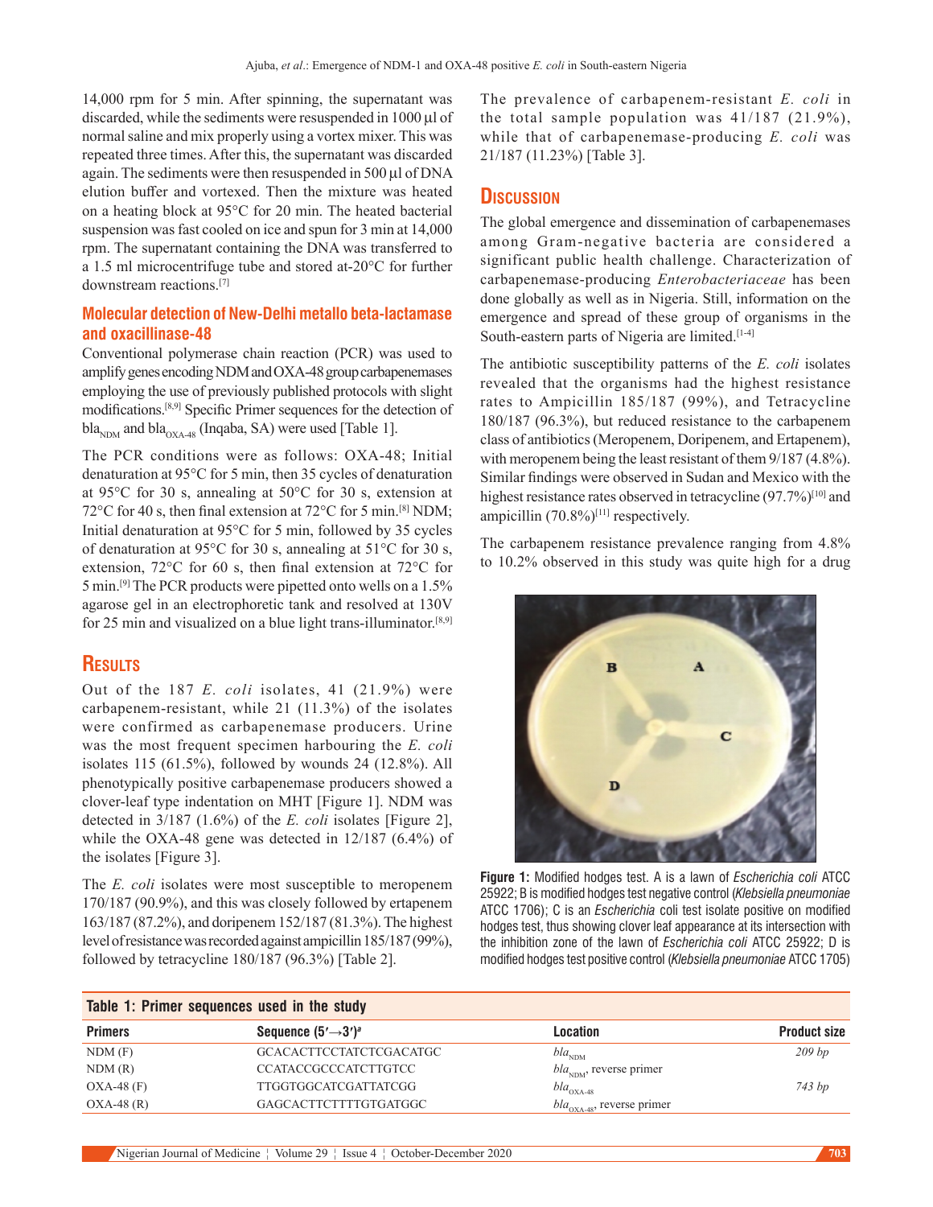14,000 rpm for 5 min. After spinning, the supernatant was discarded, while the sediments were resuspended in 1000 µl of normal saline and mix properly using a vortex mixer. This was repeated three times. After this, the supernatant was discarded again. The sediments were then resuspended in 500 µl of DNA elution buffer and vortexed. Then the mixture was heated on a heating block at 95°C for 20 min. The heated bacterial suspension was fast cooled on ice and spun for 3 min at 14,000 rpm. The supernatant containing the DNA was transferred to a 1.5 ml microcentrifuge tube and stored at-20°C for further downstream reactions.[7]

### Molecular detection of New-Delhi metallo beta-lactamase and oxacillinase-48

Conventional polymerase chain reaction (PCR) was used to amplify genes encoding NDM and OXA-48 group carbapenemases employing the use of previously published protocols with slight modifications.[8,9] Specific Primer sequences for the detection of $bla_{NDM}$ and $bla_{OXA-48}$ (Inqaba, SA) were used [Table 1].

The PCR conditions were as follows: OXA-48; Initial denaturation at 95°C for 5 min, then 35 cycles of denaturation at 95°C for 30 s, annealing at 50°C for 30 s, extension at 72°C for 40 s, then final extension at 72°C for 5 min.[8] NDM; Initial denaturation at 95°C for 5 min, followed by 35 cycles of denaturation at 95°C for 30 s, annealing at 51°C for 30 s, extension, 72°C for 60 s, then final extension at 72°C for 5 min.[9] The PCR products were pipetted onto wells on a 1.5% agarose gel in an electrophoretic tank and resolved at 130V for 25 min and visualized on a blue light trans-illuminator.[8,9]

## Results

Out of the 187 *E. coli* isolates, 41 (21.9%) were carbapenem-resistant, while 21 (11.3%) of the isolates were confirmed as carbapenemase producers. Urine was the most frequent specimen harbouring the *E. coli* isolates 115 (61.5%), followed by wounds 24 (12.8%). All phenotypically positive carbapenemase producers showed a clover-leaf type indentation on MHT [Figure 1]. NDM was detected in 3/187 (1.6%) of the *E. coli* isolates [Figure 2], while the OXA-48 gene was detected in 12/187 (6.4%) of the isolates [Figure 3].

The *E. coli* isolates were most susceptible to meropenem 170/187 (90.9%), and this was closely followed by ertapenem 163/187 (87.2%), and doripenem 152/187 (81.3%). The highest level of resistance was recorded against ampicillin 185/187 (99%), followed by tetracycline 180/187 (96.3%) [Table 2].

The prevalence of carbapenem-resistant *E. coli* in the total sample population was 41/187 (21.9%), while that of carbapenemase-producing *E. coli* was 21/187 (11.23%) [Table 3].

## Discussion

The global emergence and dissemination of carbapenemases among Gram-negative bacteria are considered a significant public health challenge. Characterization of carbapenemase-producing *Enterobacteriaceae* has been done globally as well as in Nigeria. Still, information on the emergence and spread of these group of organisms in the South-eastern parts of Nigeria are limited.[1-4]

The antibiotic susceptibility patterns of the *E. coli* isolates revealed that the organisms had the highest resistance rates to Ampicillin 185/187 (99%), and Tetracycline 180/187 (96.3%), but reduced resistance to the carbapenem class of antibiotics (Meropenem, Doripenem, and Ertapenem), with meropenem being the least resistant of them 9/187 (4.8%). Similar findings were observed in Sudan and Mexico with the highest resistance rates observed in tetracycline (97.7%)[10] and ampicillin (70.8%)[11] respectively.

The carbapenem resistance prevalence ranging from 4.8% to 10.2% observed in this study was quite high for a drug

**Figure 1:** Modified hodges test. A is a lawn of *Escherichia coli* ATCC 25922; B is modified hodges test negative control (*Klebsiella pneumoniae* ATCC 1706); C is an *Escherichia* coli test isolate positive on modified hodges test, thus showing clover leaf appearance at its intersection with the inhibition zone of the lawn of *Escherichia coli* ATCC 25922; D is modified hodges test positive control (*Klebsiella pneumoniae* ATCC 1705)

**Table 1: Primer sequences used in the study**

| Primers | Sequence (5′→3′)[a] | Location | Product size |
|---|---|---|---|
| NDM (F) | GCACACTTCCTATCTCGACATGC | $bla_{NDM}$ | *209 bp* |
| NDM (R) | CCATACCGCCCATCTTGTCC | $bla_{NDM}$, reverse primer | |
| OXA-48 (F) | TTGGTGGCATCGATTATCGG | $bla_{OXA-48}$ | *743 bp* |
| OXA-48 (R) | GAGCACTTCTTTTGTGATGGC | $bla_{OXA-48}$, reverse primer | |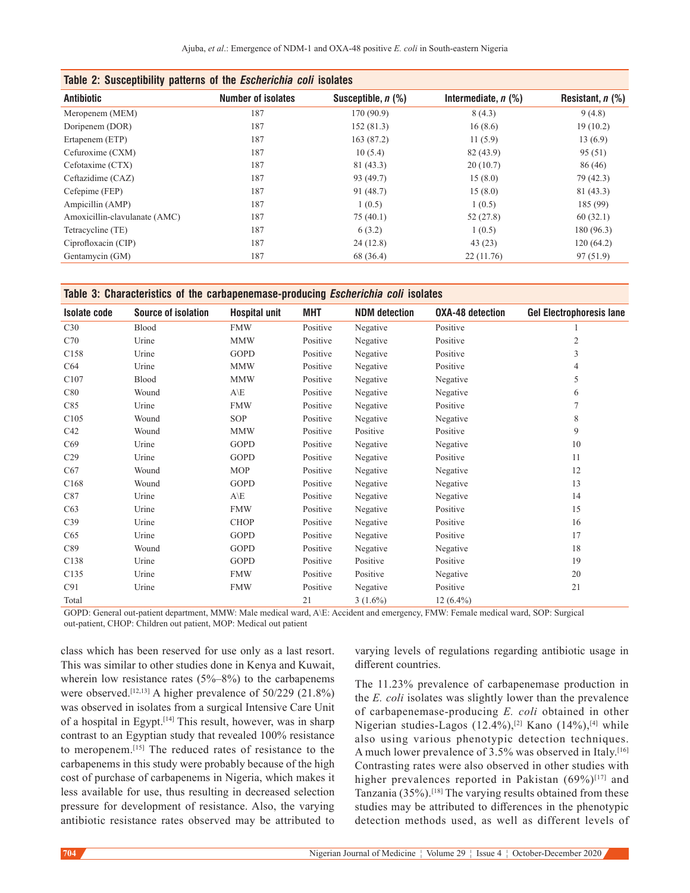**Table 2: Susceptibility patterns of the *Escherichia coli* isolates**

| Antibiotic | Number of isolates | Susceptible, *n* (%) | Intermediate, *n* (%) | Resistant, *n* (%) |
|---|---|---|---|---|
| Meropenem (MEM) | 187 | 170 (90.9) | 8 (4.3) | 9 (4.8) |
| Doripenem (DOR) | 187 | 152 (81.3) | 16 (8.6) | 19 (10.2) |
| Ertapenem (ETP) | 187 | 163 (87.2) | 11 (5.9) | 13 (6.9) |
| Cefuroxime (CXM) | 187 | 10 (5.4) | 82 (43.9) | 95 (51) |
| Cefotaxime (CTX) | 187 | 81 (43.3) | 20 (10.7) | 86 (46) |
| Ceftazidime (CAZ) | 187 | 93 (49.7) | 15 (8.0) | 79 (42.3) |
| Cefepime (FEP) | 187 | 91 (48.7) | 15 (8.0) | 81 (43.3) |
| Ampicillin (AMP) | 187 | 1 (0.5) | 1 (0.5) | 185 (99) |
| Amoxicillin-clavulanate (AMC) | 187 | 75 (40.1) | 52 (27.8) | 60 (32.1) |
| Tetracycline (TE) | 187 | 6 (3.2) | 1 (0.5) | 180 (96.3) |
| Ciprofloxacin (CIP) | 187 | 24 (12.8) | 43 (23) | 120 (64.2) |
| Gentamycin (GM) | 187 | 68 (36.4) | 22 (11.76) | 97 (51.9) |

**Table 3: Characteristics of the carbapenemase-producing *Escherichia coli* isolates**

| Isolate code | Source of isolation | Hospital unit | MHT | NDM detection | OXA-48 detection | Gel Electrophoresis lane |
|---|---|---|---|---|---|---|
| C30 | Blood | FMW | Positive | Negative | Positive | 1 |
| C70 | Urine | MMW | Positive | Negative | Positive | 2 |
| C158 | Urine | GOPD | Positive | Negative | Positive | 3 |
| C64 | Urine | MMW | Positive | Negative | Positive | 4 |
| C107 | Blood | MMW | Positive | Negative | Negative | 5 |
| C80 | Wound | A\E | Positive | Negative | Negative | 6 |
| C85 | Urine | FMW | Positive | Negative | Positive | 7 |
| C105 | Wound | SOP | Positive | Negative | Negative | 8 |
| C42 | Wound | MMW | Positive | Positive | Positive | 9 |
| C69 | Urine | GOPD | Positive | Negative | Negative | 10 |
| C29 | Urine | GOPD | Positive | Negative | Positive | 11 |
| C67 | Wound | MOP | Positive | Negative | Negative | 12 |
| C168 | Wound | GOPD | Positive | Negative | Negative | 13 |
| C87 | Urine | A\E | Positive | Negative | Negative | 14 |
| C63 | Urine | FMW | Positive | Negative | Positive | 15 |
| C39 | Urine | CHOP | Positive | Negative | Positive | 16 |
| C65 | Urine | GOPD | Positive | Negative | Positive | 17 |
| C89 | Wound | GOPD | Positive | Negative | Negative | 18 |
| C138 | Urine | GOPD | Positive | Positive | Positive | 19 |
| C135 | Urine | FMW | Positive | Positive | Negative | 20 |
| C91 | Urine | FMW | Positive | Negative | Positive | 21 |
| Total | | | 21 | 3 (1.6%) | 12 (6.4%) | |

GOPD: General out-patient department, MMW: Male medical ward, A\E: Accident and emergency, FMW: Female medical ward, SOP: Surgical out-patient, CHOP: Children out patient, MOP: Medical out patient

class which has been reserved for use only as a last resort. This was similar to other studies done in Kenya and Kuwait, wherein low resistance rates (5%–8%) to the carbapenems were observed.[12,13] A higher prevalence of 50/229 (21.8%) was observed in isolates from a surgical Intensive Care Unit of a hospital in Egypt.[14] This result, however, was in sharp contrast to an Egyptian study that revealed 100% resistance to meropenem.[15] The reduced rates of resistance to the carbapenems in this study were probably because of the high cost of purchase of carbapenems in Nigeria, which makes it less available for use, thus resulting in decreased selection pressure for development of resistance. Also, the varying antibiotic resistance rates observed may be attributed to varying levels of regulations regarding antibiotic usage in different countries.

The 11.23% prevalence of carbapenemase production in the *E. coli* isolates was slightly lower than the prevalence of carbapenemase-producing *E. coli* obtained in other Nigerian studies-Lagos (12.4%),[2] Kano (14%),[4] while also using various phenotypic detection techniques. A much lower prevalence of 3.5% was observed in Italy.[16] Contrasting rates were also observed in other studies with higher prevalences reported in Pakistan (69%)[17] and Tanzania (35%).[18] The varying results obtained from these studies may be attributed to differences in the phenotypic detection methods used, as well as different levels of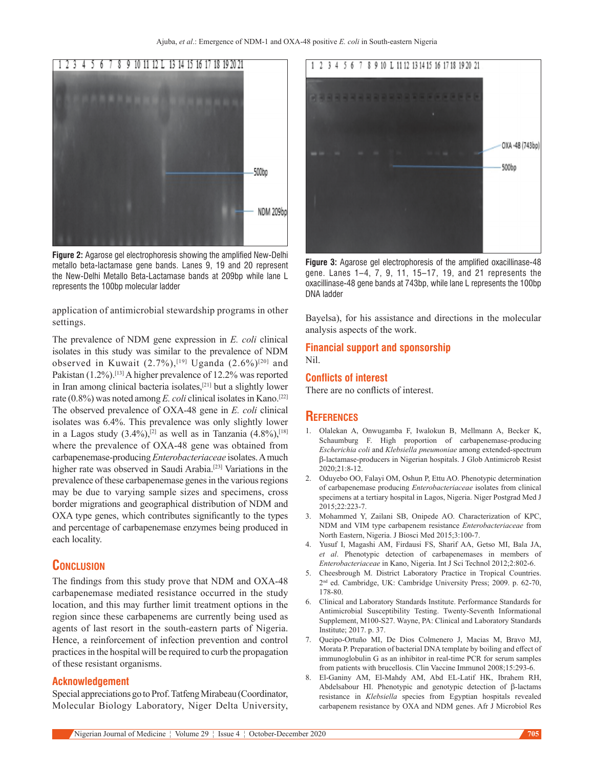Figure 2: Agarose gel electrophoresis showing the amplified New-Delhi metallo beta-lactamase gene bands. Lanes 9, 19 and 20 represent the New-Delhi Metallo Beta-Lactamase bands at 209bp while lane L represents the 100bp molecular ladder

Figure 3: Agarose gel electrophoresis of the amplified oxacillinase-48 gene. Lanes 1–4, 7, 9, 11, 15–17, 19, and 21 represents the oxacillinase-48 gene bands at 743bp, while lane L represents the 100bp DNA ladder

application of antimicrobial stewardship programs in other settings.

The prevalence of NDM gene expression in *E. coli* clinical isolates in this study was similar to the prevalence of NDM observed in Kuwait (2.7%),[19] Uganda (2.6%)[20] and Pakistan (1.2%).[13] A higher prevalence of 12.2% was reported in Iran among clinical bacteria isolates,[21] but a slightly lower rate (0.8%) was noted among *E. coli* clinical isolates in Kano.[22] The observed prevalence of OXA-48 gene in *E. coli* clinical isolates was 6.4%. This prevalence was only slightly lower in a Lagos study (3.4%),[2] as well as in Tanzania (4.8%),[18] where the prevalence of OXA-48 gene was obtained from carbapenemase-producing *Enterobacteriaceae* isolates. A much higher rate was observed in Saudi Arabia.[23] Variations in the prevalence of these carbapenemase genes in the various regions may be due to varying sample sizes and specimens, cross border migrations and geographical distribution of NDM and OXA type genes, which contributes significantly to the types and percentage of carbapenemase enzymes being produced in each locality.

## Conclusion

The findings from this study prove that NDM and OXA-48 carbapenemase mediated resistance occurred in the study location, and this may further limit treatment options in the region since these carbapenems are currently being used as agents of last resort in the south-eastern parts of Nigeria. Hence, a reinforcement of infection prevention and control practices in the hospital will be required to curb the propagation of these resistant organisms.

### Acknowledgement

Special appreciations go to Prof. Tatfeng Mirabeau (Coordinator, Molecular Biology Laboratory, Niger Delta University, Bayelsa), for his assistance and directions in the molecular analysis aspects of the work.

### Financial support and sponsorship

Nil.

### Conflicts of interest

There are no conflicts of interest.

## References

1. Olalekan A, Onwugamba F, Iwalokun B, Mellmann A, Becker K, Schaumburg F. High proportion of carbapenemase-producing *Escherichia coli* and *Klebsiella pneumoniae* among extended-spectrum β-lactamase-producers in Nigerian hospitals. J Glob Antimicrob Resist 2020;21:8-12.
2. Oduyebo OO, Falayi OM, Oshun P, Ettu AO. Phenotypic determination of carbapenemase producing *Enterobacteriaceae* isolates from clinical specimens at a tertiary hospital in Lagos, Nigeria. Niger Postgrad Med J 2015;22:223-7.
3. Mohammed Y, Zailani SB, Onipede AO. Characterization of KPC, NDM and VIM type carbapenem resistance *Enterobacteriaceae* from North Eastern, Nigeria. J Biosci Med 2015;3:100-7.
4. Yusuf I, Magashi AM, Firdausi FS, Sharif AA, Getso MI, Bala JA, *et al*. Phenotypic detection of carbapenemases in members of *Enterobacteriaceae* in Kano, Nigeria. Int J Sci Technol 2012;2:802-6.
5. Cheesbrough M. District Laboratory Practice in Tropical Countries. 2nd ed. Cambridge, UK: Cambridge University Press; 2009. p. 62-70, 178-80.
6. Clinical and Laboratory Standards Institute. Performance Standards for Antimicrobial Susceptibility Testing. Twenty-Seventh Informational Supplement, M100-S27. Wayne, PA: Clinical and Laboratory Standards Institute; 2017. p. 37.
7. Queipo-Ortuño MI, De Dios Colmenero J, Macias M, Bravo MJ, Morata P. Preparation of bacterial DNA template by boiling and effect of immunoglobulin G as an inhibitor in real-time PCR for serum samples from patients with brucellosis. Clin Vaccine Immunol 2008;15:293-6.
8. El-Ganiny AM, El-Mahdy AM, Abd EL-Latif HK, Ibrahem RH, Abdelsabour HI. Phenotypic and genotypic detection of β-lactams resistance in *Klebsiella* species from Egyptian hospitals revealed carbapenem resistance by OXA and NDM genes. Afr J Microbiol Res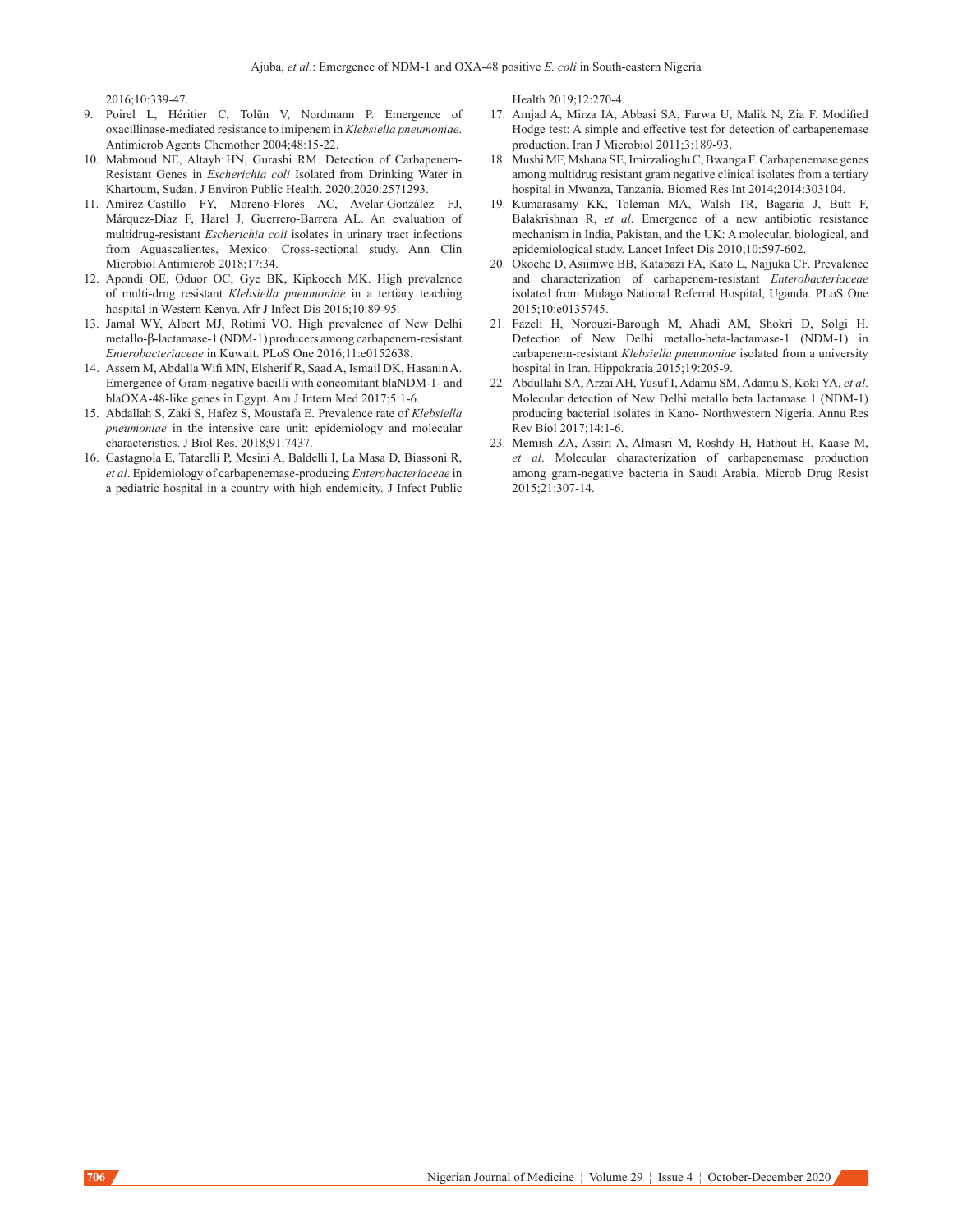2016;10:339-47.

9. Poirel L, Héritier C, Tolün V, Nordmann P. Emergence of oxacillinase-mediated resistance to imipenem in *Klebsiella pneumoniae*. Antimicrob Agents Chemother 2004;48:15-22.
10. Mahmoud NE, Altayb HN, Gurashi RM. Detection of Carbapenem-Resistant Genes in *Escherichia coli* Isolated from Drinking Water in Khartoum, Sudan. J Environ Public Health. 2020;2020:2571293.
11. Amírez-Castillo FY, Moreno-Flores AC, Avelar-González FJ, Márquez-Díaz F, Harel J, Guerrero-Barrera AL. An evaluation of multidrug-resistant *Escherichia coli* isolates in urinary tract infections from Aguascalientes, Mexico: Cross-sectional study. Ann Clin Microbiol Antimicrob 2018;17:34.
12. Apondi OE, Oduor OC, Gye BK, Kipkoech MK. High prevalence of multi-drug resistant *Klebsiella pneumoniae* in a tertiary teaching hospital in Western Kenya. Afr J Infect Dis 2016;10:89-95.
13. Jamal WY, Albert MJ, Rotimi VO. High prevalence of New Delhi metallo-β-lactamase-1 (NDM-1) producers among carbapenem-resistant *Enterobacteriaceae* in Kuwait. PLoS One 2016;11:e0152638.
14. Assem M, Abdalla Wifi MN, Elsherif R, Saad A, Ismail DK, Hasanin A. Emergence of Gram-negative bacilli with concomitant blaNDM-1- and blaOXA-48-like genes in Egypt. Am J Intern Med 2017;5:1-6.
15. Abdallah S, Zaki S, Hafez S, Moustafa E. Prevalence rate of *Klebsiella pneumoniae* in the intensive care unit: epidemiology and molecular characteristics. J Biol Res. 2018;91:7437.
16. Castagnola E, Tatarelli P, Mesini A, Baldelli I, La Masa D, Biassoni R, *et al*. Epidemiology of carbapenemase-producing *Enterobacteriaceae* in a pediatric hospital in a country with high endemicity. J Infect Public Health 2019;12:270-4.
17. Amjad A, Mirza IA, Abbasi SA, Farwa U, Malik N, Zia F. Modified Hodge test: A simple and effective test for detection of carbapenemase production. Iran J Microbiol 2011;3:189-93.
18. Mushi MF, Mshana SE, Imirzalioglu C, Bwanga F. Carbapenemase genes among multidrug resistant gram negative clinical isolates from a tertiary hospital in Mwanza, Tanzania. Biomed Res Int 2014;2014:303104.
19. Kumarasamy KK, Toleman MA, Walsh TR, Bagaria J, Butt F, Balakrishnan R, *et al*. Emergence of a new antibiotic resistance mechanism in India, Pakistan, and the UK: A molecular, biological, and epidemiological study. Lancet Infect Dis 2010;10:597-602.
20. Okoche D, Asiimwe BB, Katabazi FA, Kato L, Najjuka CF. Prevalence and characterization of carbapenem-resistant *Enterobacteriaceae* isolated from Mulago National Referral Hospital, Uganda. PLoS One 2015;10:e0135745.
21. Fazeli H, Norouzi-Barough M, Ahadi AM, Shokri D, Solgi H. Detection of New Delhi metallo-beta-lactamase-1 (NDM-1) in carbapenem-resistant *Klebsiella pneumoniae* isolated from a university hospital in Iran. Hippokratia 2015;19:205-9.
22. Abdullahi SA, Arzai AH, Yusuf I, Adamu SM, Adamu S, Koki YA, *et al*. Molecular detection of New Delhi metallo beta lactamase 1 (NDM-1) producing bacterial isolates in Kano- Northwestern Nigeria. Annu Res Rev Biol 2017;14:1-6.
23. Memish ZA, Assiri A, Almasri M, Roshdy H, Hathout H, Kaase M, *et al*. Molecular characterization of carbapenemase production among gram-negative bacteria in Saudi Arabia. Microb Drug Resist 2015;21:307-14.